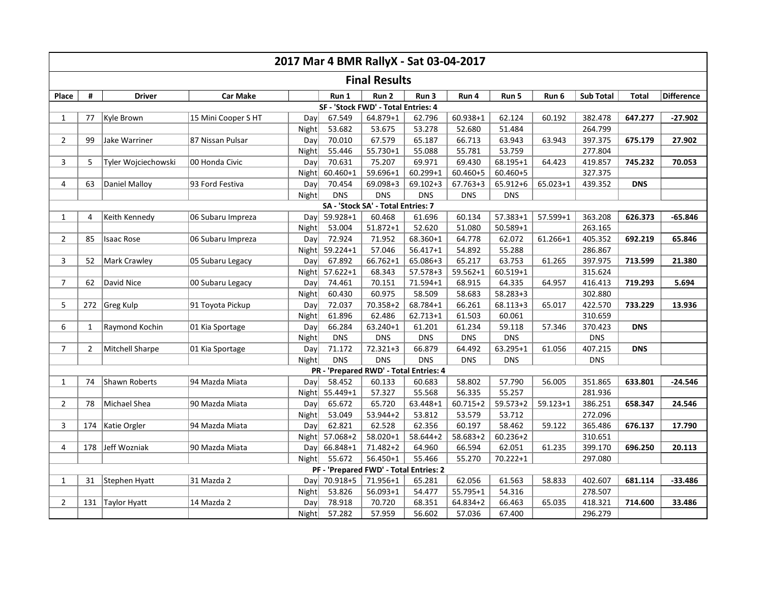# 2017 Mar 4 BMR RallyX - Sat 03-04-2017

## Final Results

| Place | # | Driver | Car Make | | Run 1 | Run 2 | Run 3 | Run 4 | Run 5 | Run 6 | Sub Total | Total | Difference |
|---|---|---|---|---|---|---|---|---|---|---|---|---|---|
| | | | | | SF - 'Stock FWD' - Total Entries: 4 | | | | | | | | |
| 1 | 77 | Kyle Brown | 15 Mini Cooper S HT | Day | 67.549 | 64.879+1 | 62.796 | 60.938+1 | 62.124 | 60.192 | 382.478 | **647.277** | **-27.902** |
| | | | | Night | 53.682 | 53.675 | 53.278 | 52.680 | 51.484 | | 264.799 | | |
| 2 | 99 | Jake Warriner | 87 Nissan Pulsar | Day | 70.010 | 67.579 | 65.187 | 66.713 | 63.943 | 63.943 | 397.375 | **675.179** | **27.902** |
| | | | | Night | 55.446 | 55.730+1 | 55.088 | 55.781 | 53.759 | | 277.804 | | |
| 3 | 5 | Tyler Wojciechowski | 00 Honda Civic | Day | 70.631 | 75.207 | 69.971 | 69.430 | 68.195+1 | 64.423 | 419.857 | **745.232** | **70.053** |
| | | | | Night | 60.460+1 | 59.696+1 | 60.299+1 | 60.460+5 | 60.460+5 | | 327.375 | | |
| 4 | 63 | Daniel Malloy | 93 Ford Festiva | Day | 70.454 | 69.098+3 | 69.102+3 | 67.763+3 | 65.912+6 | 65.023+1 | 439.352 | **DNS** | |
| | | | | Night | DNS | DNS | DNS | DNS | DNS | | | | |
| | | | | | SA - 'Stock SA' - Total Entries: 7 | | | | | | | | |
| 1 | 4 | Keith Kennedy | 06 Subaru Impreza | Day | 59.928+1 | 60.468 | 61.696 | 60.134 | 57.383+1 | 57.599+1 | 363.208 | **626.373** | **-65.846** |
| | | | | Night | 53.004 | 51.872+1 | 52.620 | 51.080 | 50.589+1 | | 263.165 | | |
| 2 | 85 | Isaac Rose | 06 Subaru Impreza | Day | 72.924 | 71.952 | 68.360+1 | 64.778 | 62.072 | 61.266+1 | 405.352 | **692.219** | **65.846** |
| | | | | Night | 59.224+1 | 57.046 | 56.417+1 | 54.892 | 55.288 | | 286.867 | | |
| 3 | 52 | Mark Crawley | 05 Subaru Legacy | Day | 67.892 | 66.762+1 | 65.086+3 | 65.217 | 63.753 | 61.265 | 397.975 | **713.599** | **21.380** |
| | | | | Night | 57.622+1 | 68.343 | 57.578+3 | 59.562+1 | 60.519+1 | | 315.624 | | |
| 7 | 62 | David Nice | 00 Subaru Legacy | Day | 74.461 | 70.151 | 71.594+1 | 68.915 | 64.335 | 64.957 | 416.413 | **719.293** | **5.694** |
| | | | | Night | 60.430 | 60.975 | 58.509 | 58.683 | 58.283+3 | | 302.880 | | |
| 5 | 272 | Greg Kulp | 91 Toyota Pickup | Day | 72.037 | 70.358+2 | 68.784+1 | 66.261 | 68.113+3 | 65.017 | 422.570 | **733.229** | **13.936** |
| | | | | Night | 61.896 | 62.486 | 62.713+1 | 61.503 | 60.061 | | 310.659 | | |
| 6 | 1 | Raymond Kochin | 01 Kia Sportage | Day | 66.284 | 63.240+1 | 61.201 | 61.234 | 59.118 | 57.346 | 370.423 | **DNS** | |
| | | | | Night | DNS | DNS | DNS | DNS | DNS | | DNS | | |
| 7 | 2 | Mitchell Sharpe | 01 Kia Sportage | Day | 71.172 | 72.321+3 | 66.879 | 64.492 | 63.295+1 | 61.056 | 407.215 | **DNS** | |
| | | | | Night | DNS | DNS | DNS | DNS | DNS | | DNS | | |
| | | | | | PR - 'Prepared RWD' - Total Entries: 4 | | | | | | | | |
| 1 | 74 | Shawn Roberts | 94 Mazda Miata | Day | 58.452 | 60.133 | 60.683 | 58.802 | 57.790 | 56.005 | 351.865 | **633.801** | **-24.546** |
| | | | | Night | 55.449+1 | 57.327 | 55.568 | 56.335 | 55.257 | | 281.936 | | |
| 2 | 78 | Michael Shea | 90 Mazda Miata | Day | 65.672 | 65.720 | 63.448+1 | 60.715+2 | 59.573+2 | 59.123+1 | 386.251 | **658.347** | **24.546** |
| | | | | Night | 53.049 | 53.944+2 | 53.812 | 53.579 | 53.712 | | 272.096 | | |
| 3 | 174 | Katie Orgler | 94 Mazda Miata | Day | 62.821 | 62.528 | 62.356 | 60.197 | 58.462 | 59.122 | 365.486 | **676.137** | **17.790** |
| | | | | Night | 57.068+2 | 58.020+1 | 58.644+2 | 58.683+2 | 60.236+2 | | 310.651 | | |
| 4 | 178 | Jeff Wozniak | 90 Mazda Miata | Day | 66.848+1 | 71.482+2 | 64.960 | 66.594 | 62.051 | 61.235 | 399.170 | **696.250** | **20.113** |
| | | | | Night | 55.672 | 56.450+1 | 55.466 | 55.270 | 70.222+1 | | 297.080 | | |
| | | | | | PF - 'Prepared FWD' - Total Entries: 2 | | | | | | | | |
| 1 | 31 | Stephen Hyatt | 31 Mazda 2 | Day | 70.918+5 | 71.956+1 | 65.281 | 62.056 | 61.563 | 58.833 | 402.607 | **681.114** | **-33.486** |
| | | | | Night | 53.826 | 56.093+1 | 54.477 | 55.795+1 | 54.316 | | 278.507 | | |
| 2 | 131 | Taylor Hyatt | 14 Mazda 2 | Day | 78.918 | 70.720 | 68.351 | 64.834+2 | 66.463 | 65.035 | 418.321 | **714.600** | **33.486** |
| | | | | Night | 57.282 | 57.959 | 56.602 | 57.036 | 67.400 | | 296.279 | | |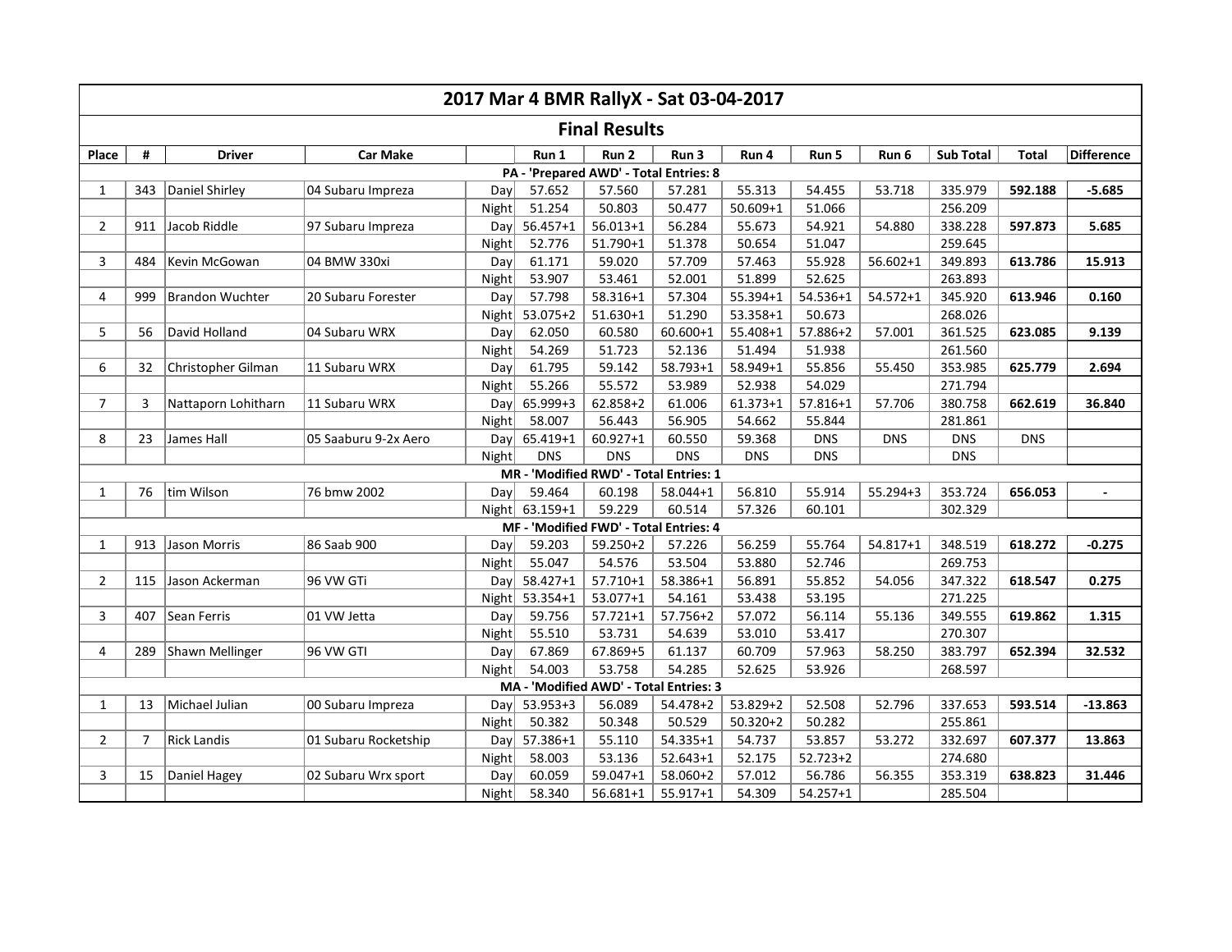# 2017 Mar 4 BMR RallyX - Sat 03-04-2017

## Final Results

| Place | # | Driver | Car Make | | Run 1 | Run 2 | Run 3 | Run 4 | Run 5 | Run 6 | Sub Total | Total | Difference |
|---|---|---|---|---|---|---|---|---|---|---|---|---|---|
| PA - 'Prepared AWD' - Total Entries: 8 | | | | | | | | | | | | | |
| 1 | 343 | Daniel Shirley | 04 Subaru Impreza | Day | 57.652 | 57.560 | 57.281 | 55.313 | 54.455 | 53.718 | 335.979 | **592.188** | **-5.685** |
| | | | | Night | 51.254 | 50.803 | 50.477 | 50.609+1 | 51.066 | | 256.209 | | |
| 2 | 911 | Jacob Riddle | 97 Subaru Impreza | Day | 56.457+1 | 56.013+1 | 56.284 | 55.673 | 54.921 | 54.880 | 338.228 | **597.873** | **5.685** |
| | | | | Night | 52.776 | 51.790+1 | 51.378 | 50.654 | 51.047 | | 259.645 | | |
| 3 | 484 | Kevin McGowan | 04 BMW 330xi | Day | 61.171 | 59.020 | 57.709 | 57.463 | 55.928 | 56.602+1 | 349.893 | **613.786** | **15.913** |
| | | | | Night | 53.907 | 53.461 | 52.001 | 51.899 | 52.625 | | 263.893 | | |
| 4 | 999 | Brandon Wuchter | 20 Subaru Forester | Day | 57.798 | 58.316+1 | 57.304 | 55.394+1 | 54.536+1 | 54.572+1 | 345.920 | **613.946** | **0.160** |
| | | | | Night | 53.075+2 | 51.630+1 | 51.290 | 53.358+1 | 50.673 | | 268.026 | | |
| 5 | 56 | David Holland | 04 Subaru WRX | Day | 62.050 | 60.580 | 60.600+1 | 55.408+1 | 57.886+2 | 57.001 | 361.525 | **623.085** | **9.139** |
| | | | | Night | 54.269 | 51.723 | 52.136 | 51.494 | 51.938 | | 261.560 | | |
| 6 | 32 | Christopher Gilman | 11 Subaru WRX | Day | 61.795 | 59.142 | 58.793+1 | 58.949+1 | 55.856 | 55.450 | 353.985 | **625.779** | **2.694** |
| | | | | Night | 55.266 | 55.572 | 53.989 | 52.938 | 54.029 | | 271.794 | | |
| 7 | 3 | Nattaporn Lohitharn | 11 Subaru WRX | Day | 65.999+3 | 62.858+2 | 61.006 | 61.373+1 | 57.816+1 | 57.706 | 380.758 | **662.619** | **36.840** |
| | | | | Night | 58.007 | 56.443 | 56.905 | 54.662 | 55.844 | | 281.861 | | |
| 8 | 23 | James Hall | 05 Saaburu 9-2x Aero | Day | 65.419+1 | 60.927+1 | 60.550 | 59.368 | DNS | DNS | DNS | **DNS** | |
| | | | | Night | DNS | DNS | DNS | DNS | DNS | | DNS | | |
| MR - 'Modified RWD' - Total Entries: 1 | | | | | | | | | | | | | |
| 1 | 76 | tim Wilson | 76 bmw 2002 | Day | 59.464 | 60.198 | 58.044+1 | 56.810 | 55.914 | 55.294+3 | 353.724 | **656.053** | **-** |
| | | | | Night | 63.159+1 | 59.229 | 60.514 | 57.326 | 60.101 | | 302.329 | | |
| MF - 'Modified FWD' - Total Entries: 4 | | | | | | | | | | | | | |
| 1 | 913 | Jason Morris | 86 Saab 900 | Day | 59.203 | 59.250+2 | 57.226 | 56.259 | 55.764 | 54.817+1 | 348.519 | **618.272** | **-0.275** |
| | | | | Night | 55.047 | 54.576 | 53.504 | 53.880 | 52.746 | | 269.753 | | |
| 2 | 115 | Jason Ackerman | 96 VW GTi | Day | 58.427+1 | 57.710+1 | 58.386+1 | 56.891 | 55.852 | 54.056 | 347.322 | **618.547** | **0.275** |
| | | | | Night | 53.354+1 | 53.077+1 | 54.161 | 53.438 | 53.195 | | 271.225 | | |
| 3 | 407 | Sean Ferris | 01 VW Jetta | Day | 59.756 | 57.721+1 | 57.756+2 | 57.072 | 56.114 | 55.136 | 349.555 | **619.862** | **1.315** |
| | | | | Night | 55.510 | 53.731 | 54.639 | 53.010 | 53.417 | | 270.307 | | |
| 4 | 289 | Shawn Mellinger | 96 VW GTI | Day | 67.869 | 67.869+5 | 61.137 | 60.709 | 57.963 | 58.250 | 383.797 | **652.394** | **32.532** |
| | | | | Night | 54.003 | 53.758 | 54.285 | 52.625 | 53.926 | | 268.597 | | |
| MA - 'Modified AWD' - Total Entries: 3 | | | | | | | | | | | | | |
| 1 | 13 | Michael Julian | 00 Subaru Impreza | Day | 53.953+3 | 56.089 | 54.478+2 | 53.829+2 | 52.508 | 52.796 | 337.653 | **593.514** | **-13.863** |
| | | | | Night | 50.382 | 50.348 | 50.529 | 50.320+2 | 50.282 | | 255.861 | | |
| 2 | 7 | Rick Landis | 01 Subaru Rocketship | Day | 57.386+1 | 55.110 | 54.335+1 | 54.737 | 53.857 | 53.272 | 332.697 | **607.377** | **13.863** |
| | | | | Night | 58.003 | 53.136 | 52.643+1 | 52.175 | 52.723+2 | | 274.680 | | |
| 3 | 15 | Daniel Hagey | 02 Subaru Wrx sport | Day | 60.059 | 59.047+1 | 58.060+2 | 57.012 | 56.786 | 56.355 | 353.319 | **638.823** | **31.446** |
| | | | | Night | 58.340 | 56.681+1 | 55.917+1 | 54.309 | 54.257+1 | | 285.504 | | |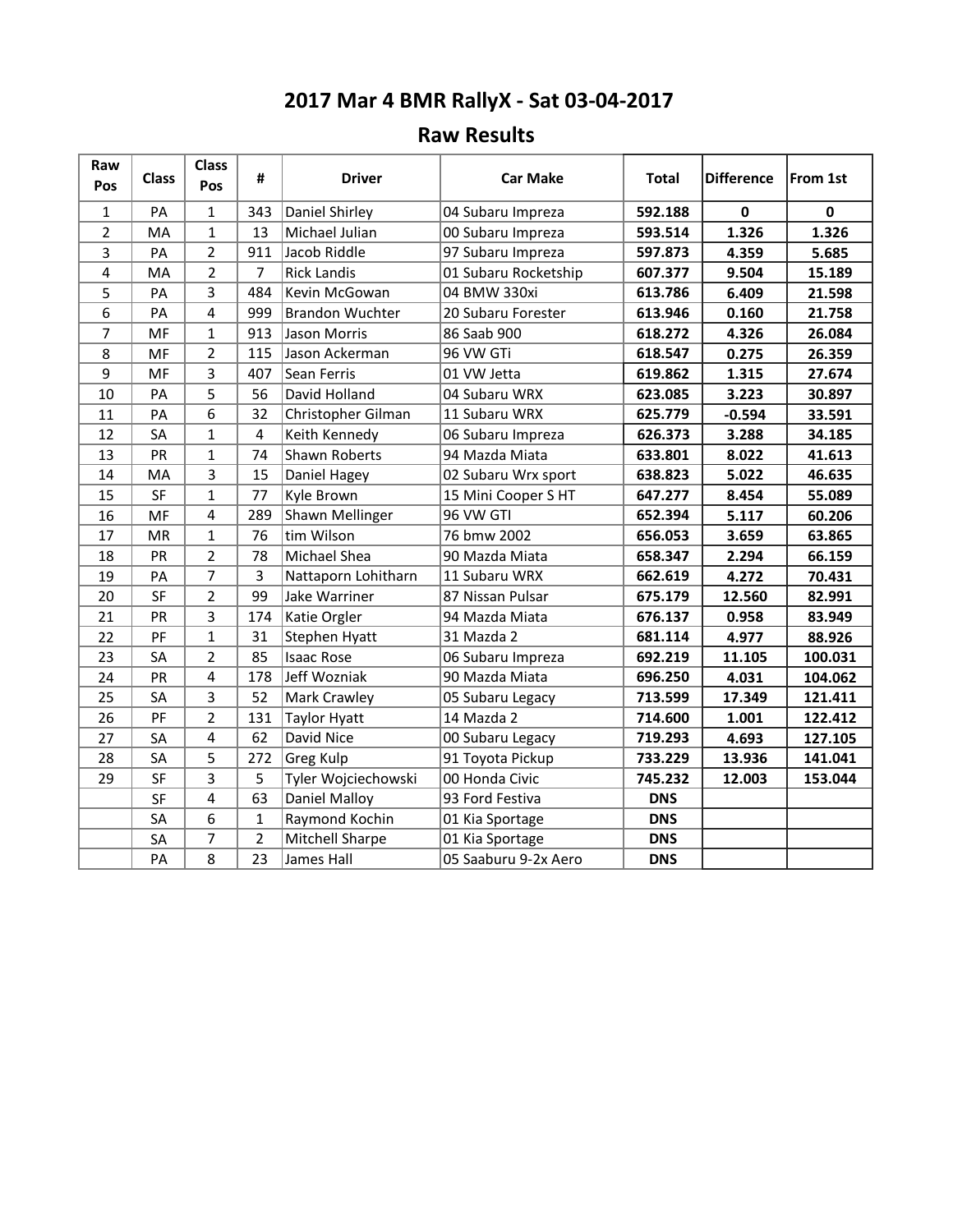# 2017 Mar 4 BMR RallyX - Sat 03-04-2017

## Raw Results

| Raw Pos | Class | Class Pos | # | Driver | Car Make | Total | Difference | From 1st |
|---|---|---|---|---|---|---|---|---|
| 1 | PA | 1 | 343 | Daniel Shirley | 04 Subaru Impreza | **592.188** | **0** | **0** |
| 2 | MA | 1 | 13 | Michael Julian | 00 Subaru Impreza | **593.514** | **1.326** | **1.326** |
| 3 | PA | 2 | 911 | Jacob Riddle | 97 Subaru Impreza | **597.873** | **4.359** | **5.685** |
| 4 | MA | 2 | 7 | Rick Landis | 01 Subaru Rocketship | **607.377** | **9.504** | **15.189** |
| 5 | PA | 3 | 484 | Kevin McGowan | 04 BMW 330xi | **613.786** | **6.409** | **21.598** |
| 6 | PA | 4 | 999 | Brandon Wuchter | 20 Subaru Forester | **613.946** | **0.160** | **21.758** |
| 7 | MF | 1 | 913 | Jason Morris | 86 Saab 900 | **618.272** | **4.326** | **26.084** |
| 8 | MF | 2 | 115 | Jason Ackerman | 96 VW GTi | **618.547** | **0.275** | **26.359** |
| 9 | MF | 3 | 407 | Sean Ferris | 01 VW Jetta | **619.862** | **1.315** | **27.674** |
| 10 | PA | 5 | 56 | David Holland | 04 Subaru WRX | **623.085** | **3.223** | **30.897** |
| 11 | PA | 6 | 32 | Christopher Gilman | 11 Subaru WRX | **625.779** | **-0.594** | **33.591** |
| 12 | SA | 1 | 4 | Keith Kennedy | 06 Subaru Impreza | **626.373** | **3.288** | **34.185** |
| 13 | PR | 1 | 74 | Shawn Roberts | 94 Mazda Miata | **633.801** | **8.022** | **41.613** |
| 14 | MA | 3 | 15 | Daniel Hagey | 02 Subaru Wrx sport | **638.823** | **5.022** | **46.635** |
| 15 | SF | 1 | 77 | Kyle Brown | 15 Mini Cooper S HT | **647.277** | **8.454** | **55.089** |
| 16 | MF | 4 | 289 | Shawn Mellinger | 96 VW GTI | **652.394** | **5.117** | **60.206** |
| 17 | MR | 1 | 76 | tim Wilson | 76 bmw 2002 | **656.053** | **3.659** | **63.865** |
| 18 | PR | 2 | 78 | Michael Shea | 90 Mazda Miata | **658.347** | **2.294** | **66.159** |
| 19 | PA | 7 | 3 | Nattaporn Lohitharn | 11 Subaru WRX | **662.619** | **4.272** | **70.431** |
| 20 | SF | 2 | 99 | Jake Warriner | 87 Nissan Pulsar | **675.179** | **12.560** | **82.991** |
| 21 | PR | 3 | 174 | Katie Orgler | 94 Mazda Miata | **676.137** | **0.958** | **83.949** |
| 22 | PF | 1 | 31 | Stephen Hyatt | 31 Mazda 2 | **681.114** | **4.977** | **88.926** |
| 23 | SA | 2 | 85 | Isaac Rose | 06 Subaru Impreza | **692.219** | **11.105** | **100.031** |
| 24 | PR | 4 | 178 | Jeff Wozniak | 90 Mazda Miata | **696.250** | **4.031** | **104.062** |
| 25 | SA | 3 | 52 | Mark Crawley | 05 Subaru Legacy | **713.599** | **17.349** | **121.411** |
| 26 | PF | 2 | 131 | Taylor Hyatt | 14 Mazda 2 | **714.600** | **1.001** | **122.412** |
| 27 | SA | 4 | 62 | David Nice | 00 Subaru Legacy | **719.293** | **4.693** | **127.105** |
| 28 | SA | 5 | 272 | Greg Kulp | 91 Toyota Pickup | **733.229** | **13.936** | **141.041** |
| 29 | SF | 3 | 5 | Tyler Wojciechowski | 00 Honda Civic | **745.232** | **12.003** | **153.044** |
| | SF | 4 | 63 | Daniel Malloy | 93 Ford Festiva | **DNS** | | |
| | SA | 6 | 1 | Raymond Kochin | 01 Kia Sportage | **DNS** | | |
| | SA | 7 | 2 | Mitchell Sharpe | 01 Kia Sportage | **DNS** | | |
| | PA | 8 | 23 | James Hall | 05 Saaburu 9-2x Aero | **DNS** | | |